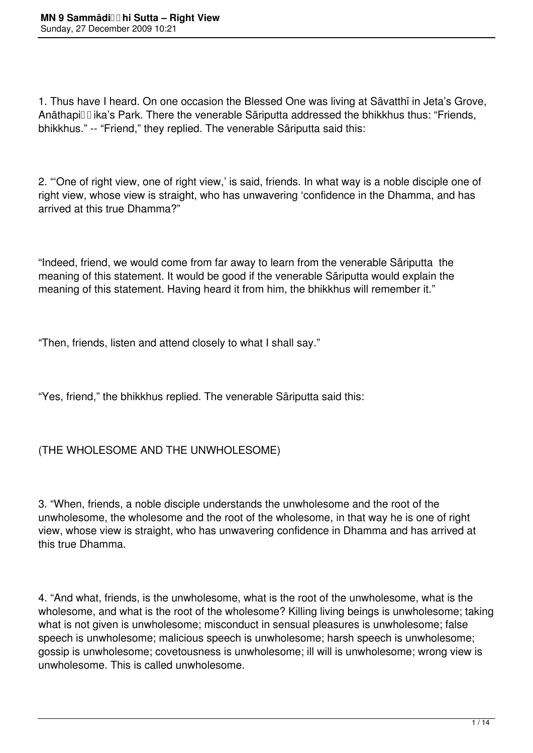1. Thus have I heard. On one occasion the Blessed One was living at Sāvatthī in Jeta's Grove, Anāthapiṇḍika's Park. There the venerable Sāriputta addressed the bhikkhus thus: "Friends, bhikkhus." -- "Friend," they replied. The venerable Sāriputta said this:

2. "'One of right view, one of right view,' is said, friends. In what way is a noble disciple one of right view, whose view is straight, who has unwavering 'confidence in the Dhamma, and has arrived at this true Dhamma?"

"Indeed, friend, we would come from far away to learn from the venerable Sāriputta the meaning of this statement. It would be good if the venerable Sāriputta would explain the meaning of this statement. Having heard it from him, the bhikkhus will remember it."

"Then, friends, listen and attend closely to what I shall say."

"Yes, friend," the bhikkhus replied. The venerable Sāriputta said this:

(THE WHOLESOME AND THE UNWHOLESOME)

3. "When, friends, a noble disciple understands the unwholesome and the root of the unwholesome, the wholesome and the root of the wholesome, in that way he is one of right view, whose view is straight, who has unwavering confidence in Dhamma and has arrived at this true Dhamma.

4. "And what, friends, is the unwholesome, what is the root of the unwholesome, what is the wholesome, and what is the root of the wholesome? Killing living beings is unwholesome; taking what is not given is unwholesome; misconduct in sensual pleasures is unwholesome; false speech is unwholesome; malicious speech is unwholesome; harsh speech is unwholesome; gossip is unwholesome; covetousness is unwholesome; ill will is unwholesome; wrong view is unwholesome. This is called unwholesome.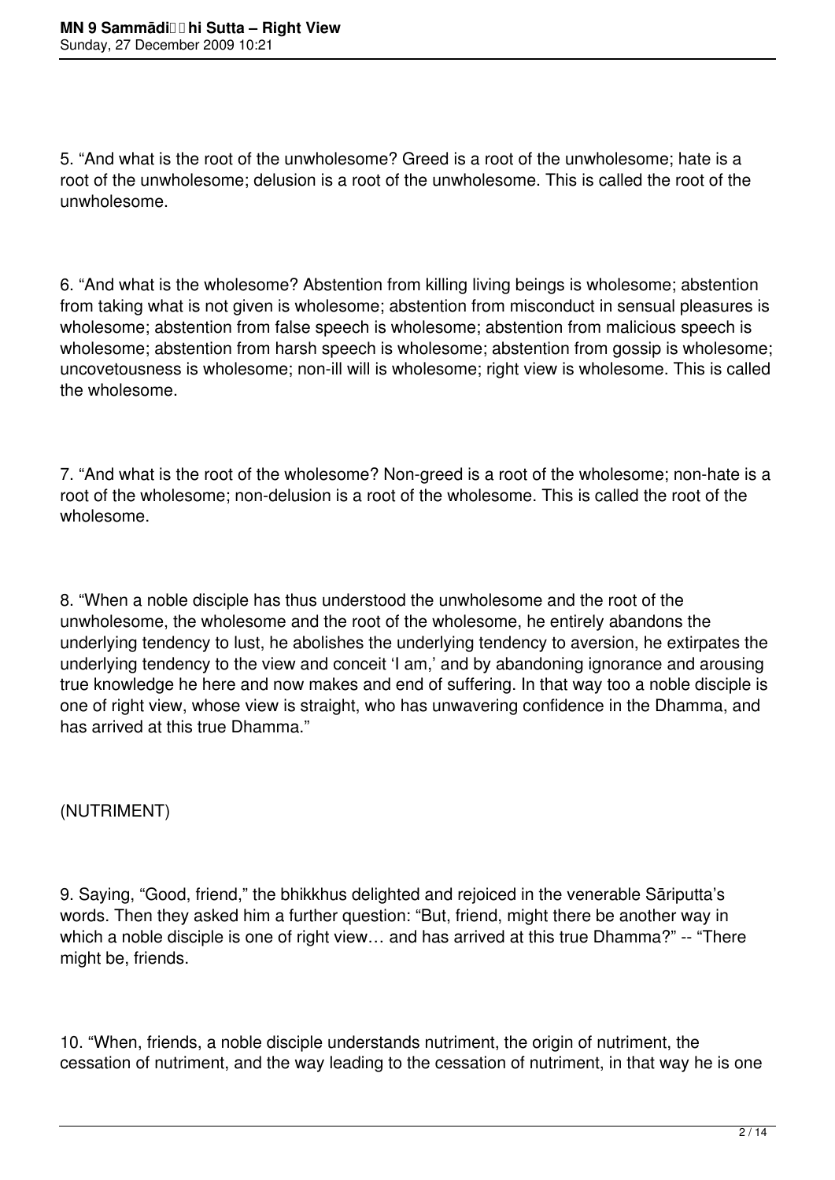5. “And what is the root of the unwholesome? Greed is a root of the unwholesome; hate is a root of the unwholesome; delusion is a root of the unwholesome. This is called the root of the unwholesome.

6. “And what is the wholesome? Abstention from killing living beings is wholesome; abstention from taking what is not given is wholesome; abstention from misconduct in sensual pleasures is wholesome; abstention from false speech is wholesome; abstention from malicious speech is wholesome; abstention from harsh speech is wholesome; abstention from gossip is wholesome; uncovetousness is wholesome; non-ill will is wholesome; right view is wholesome. This is called the wholesome.

7. “And what is the root of the wholesome? Non-greed is a root of the wholesome; non-hate is a root of the wholesome; non-delusion is a root of the wholesome. This is called the root of the wholesome.

8. “When a noble disciple has thus understood the unwholesome and the root of the unwholesome, the wholesome and the root of the wholesome, he entirely abandons the underlying tendency to lust, he abolishes the underlying tendency to aversion, he extirpates the underlying tendency to the view and conceit ‘I am,’ and by abandoning ignorance and arousing true knowledge he here and now makes and end of suffering. In that way too a noble disciple is one of right view, whose view is straight, who has unwavering confidence in the Dhamma, and has arrived at this true Dhamma.”

(NUTRIMENT)

9. Saying, “Good, friend,” the bhikkhus delighted and rejoiced in the venerable Sāriputta’s words. Then they asked him a further question: “But, friend, might there be another way in which a noble disciple is one of right view… and has arrived at this true Dhamma?” -- “There might be, friends.

10. “When, friends, a noble disciple understands nutriment, the origin of nutriment, the cessation of nutriment, and the way leading to the cessation of nutriment, in that way he is one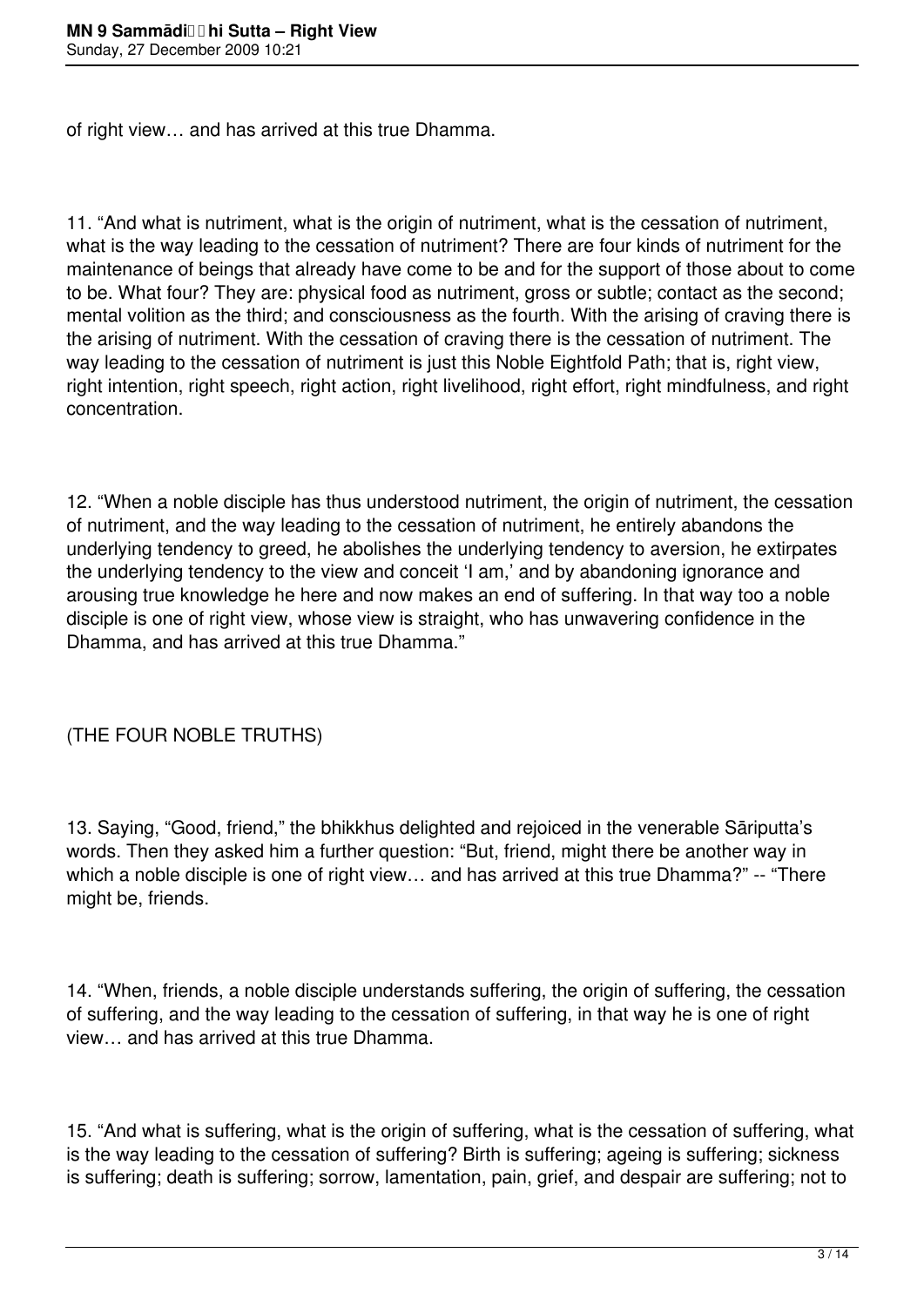of right view… and has arrived at this true Dhamma.

11. “And what is nutriment, what is the origin of nutriment, what is the cessation of nutriment, what is the way leading to the cessation of nutriment? There are four kinds of nutriment for the maintenance of beings that already have come to be and for the support of those about to come to be. What four? They are: physical food as nutriment, gross or subtle; contact as the second; mental volition as the third; and consciousness as the fourth. With the arising of craving there is the arising of nutriment. With the cessation of craving there is the cessation of nutriment. The way leading to the cessation of nutriment is just this Noble Eightfold Path; that is, right view, right intention, right speech, right action, right livelihood, right effort, right mindfulness, and right concentration.

12. “When a noble disciple has thus understood nutriment, the origin of nutriment, the cessation of nutriment, and the way leading to the cessation of nutriment, he entirely abandons the underlying tendency to greed, he abolishes the underlying tendency to aversion, he extirpates the underlying tendency to the view and conceit ‘I am,’ and by abandoning ignorance and arousing true knowledge he here and now makes an end of suffering. In that way too a noble disciple is one of right view, whose view is straight, who has unwavering confidence in the Dhamma, and has arrived at this true Dhamma.”

(THE FOUR NOBLE TRUTHS)

13. Saying, “Good, friend,” the bhikkhus delighted and rejoiced in the venerable Sāriputta’s words. Then they asked him a further question: “But, friend, might there be another way in which a noble disciple is one of right view… and has arrived at this true Dhamma?” -- “There might be, friends.

14. “When, friends, a noble disciple understands suffering, the origin of suffering, the cessation of suffering, and the way leading to the cessation of suffering, in that way he is one of right view… and has arrived at this true Dhamma.

15. “And what is suffering, what is the origin of suffering, what is the cessation of suffering, what is the way leading to the cessation of suffering? Birth is suffering; ageing is suffering; sickness is suffering; death is suffering; sorrow, lamentation, pain, grief, and despair are suffering; not to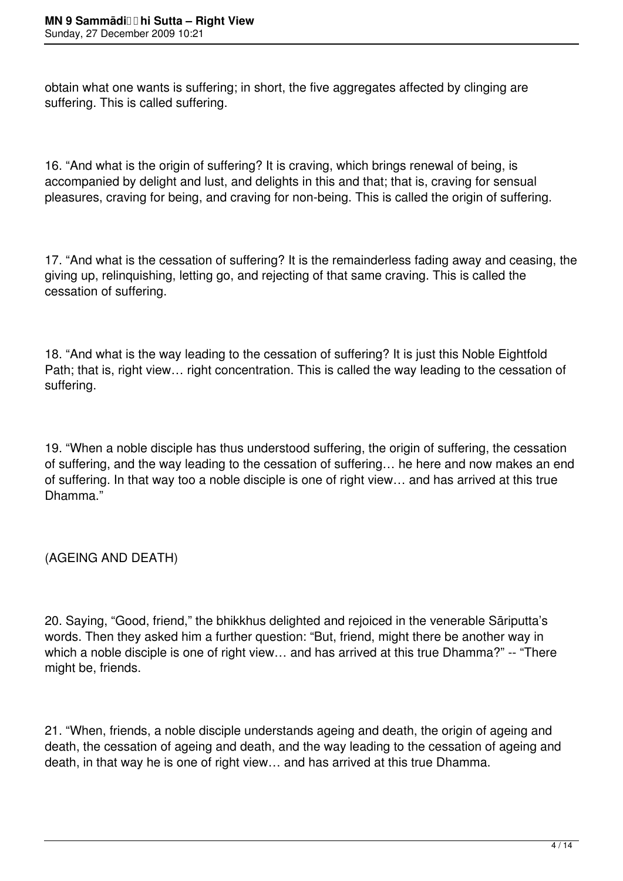obtain what one wants is suffering; in short, the five aggregates affected by clinging are suffering. This is called suffering.

16. “And what is the origin of suffering? It is craving, which brings renewal of being, is accompanied by delight and lust, and delights in this and that; that is, craving for sensual pleasures, craving for being, and craving for non-being. This is called the origin of suffering.

17. “And what is the cessation of suffering? It is the remainderless fading away and ceasing, the giving up, relinquishing, letting go, and rejecting of that same craving. This is called the cessation of suffering.

18. “And what is the way leading to the cessation of suffering? It is just this Noble Eightfold Path; that is, right view… right concentration. This is called the way leading to the cessation of suffering.

19. “When a noble disciple has thus understood suffering, the origin of suffering, the cessation of suffering, and the way leading to the cessation of suffering… he here and now makes an end of suffering. In that way too a noble disciple is one of right view… and has arrived at this true Dhamma.”

(AGEING AND DEATH)

20. Saying, “Good, friend,” the bhikkhus delighted and rejoiced in the venerable Sāriputta’s words. Then they asked him a further question: “But, friend, might there be another way in which a noble disciple is one of right view… and has arrived at this true Dhamma?” -- “There might be, friends.

21. “When, friends, a noble disciple understands ageing and death, the origin of ageing and death, the cessation of ageing and death, and the way leading to the cessation of ageing and death, in that way he is one of right view… and has arrived at this true Dhamma.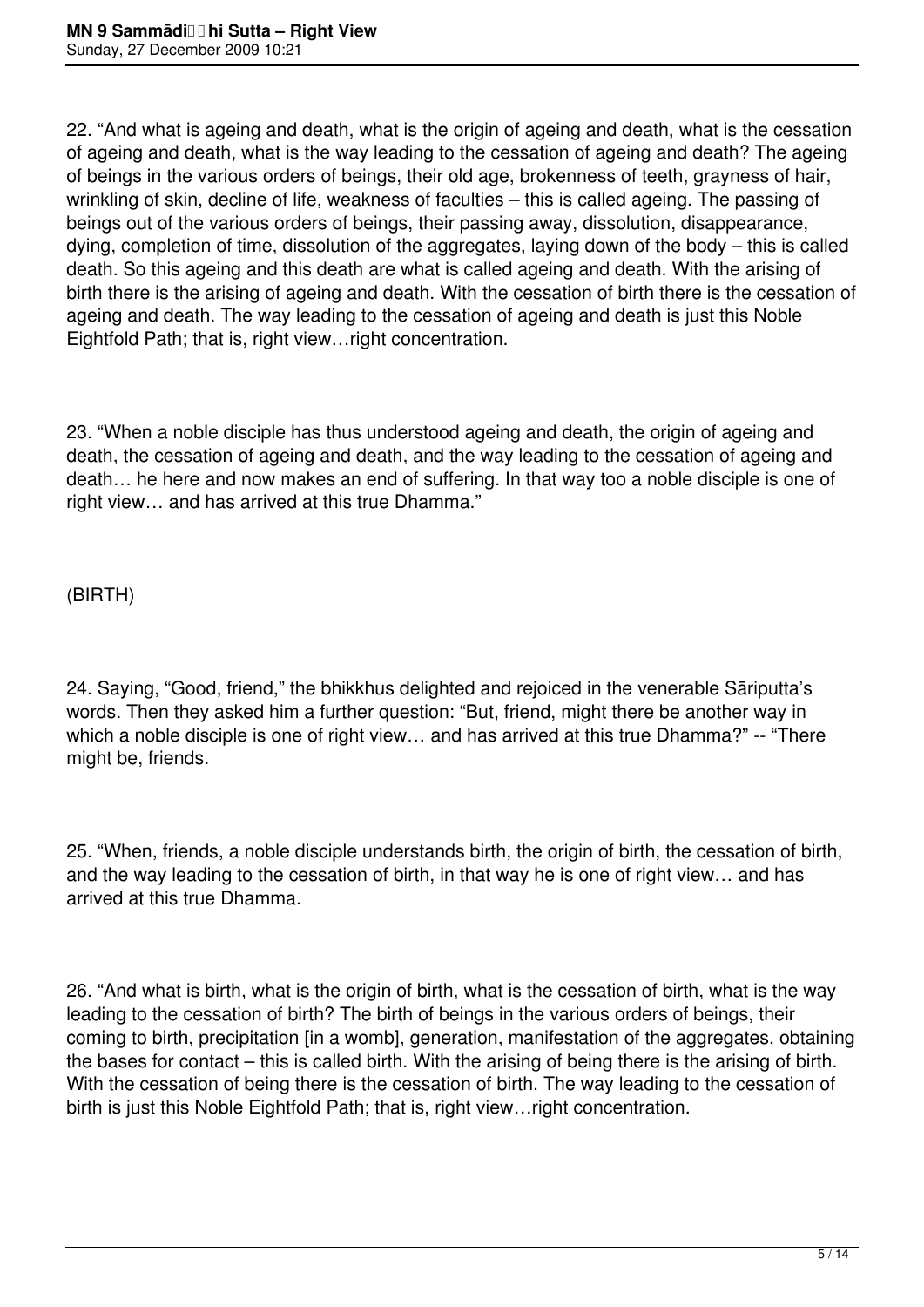22. "And what is ageing and death, what is the origin of ageing and death, what is the cessation of ageing and death, what is the way leading to the cessation of ageing and death? The ageing of beings in the various orders of beings, their old age, brokenness of teeth, grayness of hair, wrinkling of skin, decline of life, weakness of faculties – this is called ageing. The passing of beings out of the various orders of beings, their passing away, dissolution, disappearance, dying, completion of time, dissolution of the aggregates, laying down of the body – this is called death. So this ageing and this death are what is called ageing and death. With the arising of birth there is the arising of ageing and death. With the cessation of birth there is the cessation of ageing and death. The way leading to the cessation of ageing and death is just this Noble Eightfold Path; that is, right view…right concentration.

23. "When a noble disciple has thus understood ageing and death, the origin of ageing and death, the cessation of ageing and death, and the way leading to the cessation of ageing and death… he here and now makes an end of suffering. In that way too a noble disciple is one of right view… and has arrived at this true Dhamma."

(BIRTH)

24. Saying, "Good, friend," the bhikkhus delighted and rejoiced in the venerable Sāriputta's words. Then they asked him a further question: "But, friend, might there be another way in which a noble disciple is one of right view… and has arrived at this true Dhamma?" -- "There might be, friends.

25. "When, friends, a noble disciple understands birth, the origin of birth, the cessation of birth, and the way leading to the cessation of birth, in that way he is one of right view… and has arrived at this true Dhamma.

26. "And what is birth, what is the origin of birth, what is the cessation of birth, what is the way leading to the cessation of birth? The birth of beings in the various orders of beings, their coming to birth, precipitation [in a womb], generation, manifestation of the aggregates, obtaining the bases for contact – this is called birth. With the arising of being there is the arising of birth. With the cessation of being there is the cessation of birth. The way leading to the cessation of birth is just this Noble Eightfold Path; that is, right view…right concentration.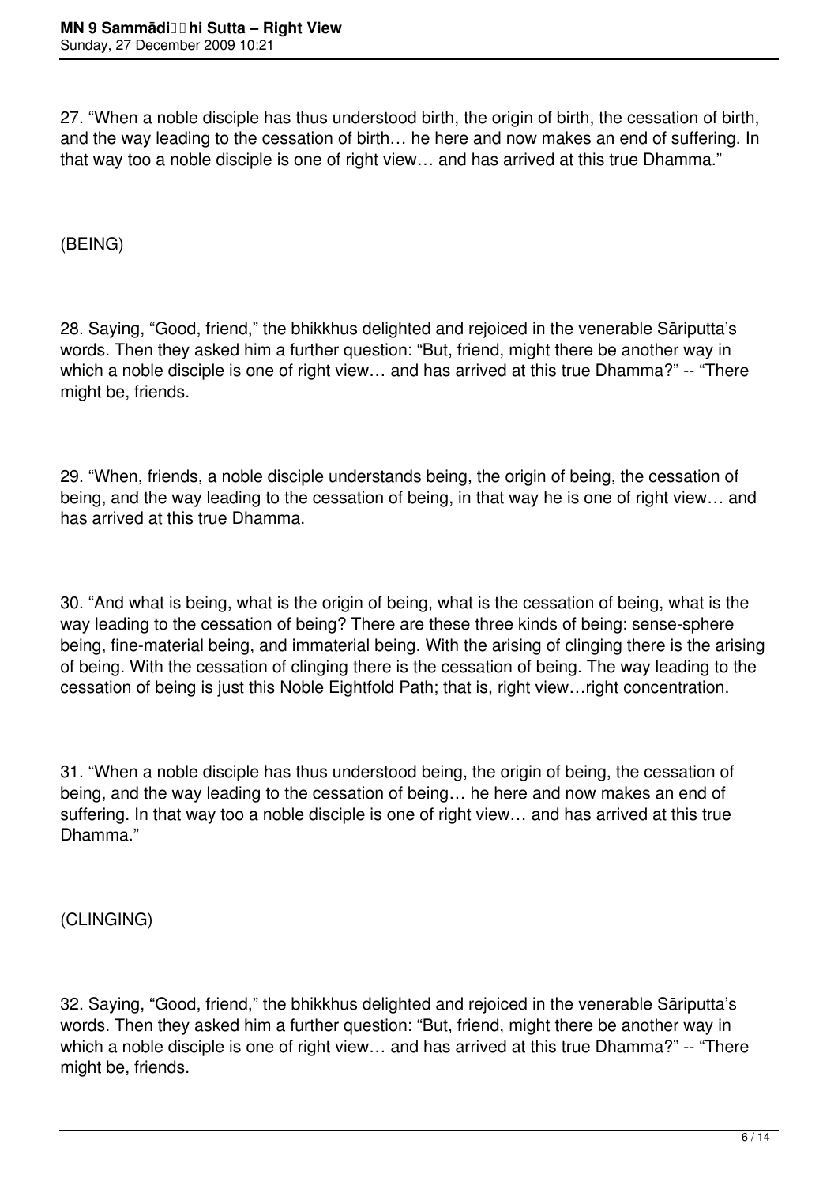27. "When a noble disciple has thus understood birth, the origin of birth, the cessation of birth, and the way leading to the cessation of birth… he here and now makes an end of suffering. In that way too a noble disciple is one of right view… and has arrived at this true Dhamma."

(BEING)

28. Saying, "Good, friend," the bhikkhus delighted and rejoiced in the venerable Sāriputta's words. Then they asked him a further question: "But, friend, might there be another way in which a noble disciple is one of right view… and has arrived at this true Dhamma?" -- "There might be, friends.

29. "When, friends, a noble disciple understands being, the origin of being, the cessation of being, and the way leading to the cessation of being, in that way he is one of right view… and has arrived at this true Dhamma.

30. "And what is being, what is the origin of being, what is the cessation of being, what is the way leading to the cessation of being? There are these three kinds of being: sense-sphere being, fine-material being, and immaterial being. With the arising of clinging there is the arising of being. With the cessation of clinging there is the cessation of being. The way leading to the cessation of being is just this Noble Eightfold Path; that is, right view…right concentration.

31. "When a noble disciple has thus understood being, the origin of being, the cessation of being, and the way leading to the cessation of being… he here and now makes an end of suffering. In that way too a noble disciple is one of right view… and has arrived at this true Dhamma."

(CLINGING)

32. Saying, "Good, friend," the bhikkhus delighted and rejoiced in the venerable Sāriputta's words. Then they asked him a further question: "But, friend, might there be another way in which a noble disciple is one of right view… and has arrived at this true Dhamma?" -- "There might be, friends.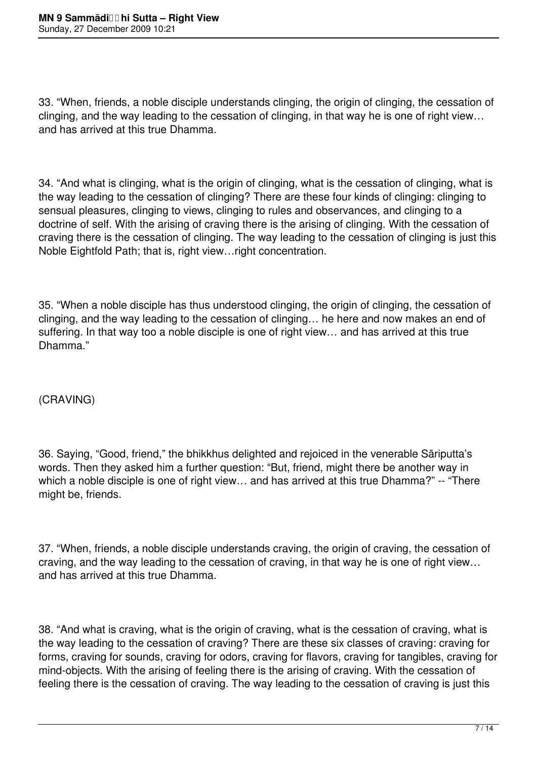33. “When, friends, a noble disciple understands clinging, the origin of clinging, the cessation of clinging, and the way leading to the cessation of clinging, in that way he is one of right view… and has arrived at this true Dhamma.

34. “And what is clinging, what is the origin of clinging, what is the cessation of clinging, what is the way leading to the cessation of clinging? There are these four kinds of clinging: clinging to sensual pleasures, clinging to views, clinging to rules and observances, and clinging to a doctrine of self. With the arising of craving there is the arising of clinging. With the cessation of craving there is the cessation of clinging. The way leading to the cessation of clinging is just this Noble Eightfold Path; that is, right view…right concentration.

35. “When a noble disciple has thus understood clinging, the origin of clinging, the cessation of clinging, and the way leading to the cessation of clinging… he here and now makes an end of suffering. In that way too a noble disciple is one of right view… and has arrived at this true Dhamma.”

(CRAVING)

36. Saying, “Good, friend,” the bhikkhus delighted and rejoiced in the venerable Sāriputta’s words. Then they asked him a further question: “But, friend, might there be another way in which a noble disciple is one of right view… and has arrived at this true Dhamma?” -- “There might be, friends.

37. “When, friends, a noble disciple understands craving, the origin of craving, the cessation of craving, and the way leading to the cessation of craving, in that way he is one of right view… and has arrived at this true Dhamma.

38. “And what is craving, what is the origin of craving, what is the cessation of craving, what is the way leading to the cessation of craving? There are these six classes of craving: craving for forms, craving for sounds, craving for odors, craving for flavors, craving for tangibles, craving for mind-objects. With the arising of feeling there is the arising of craving. With the cessation of feeling there is the cessation of craving. The way leading to the cessation of craving is just this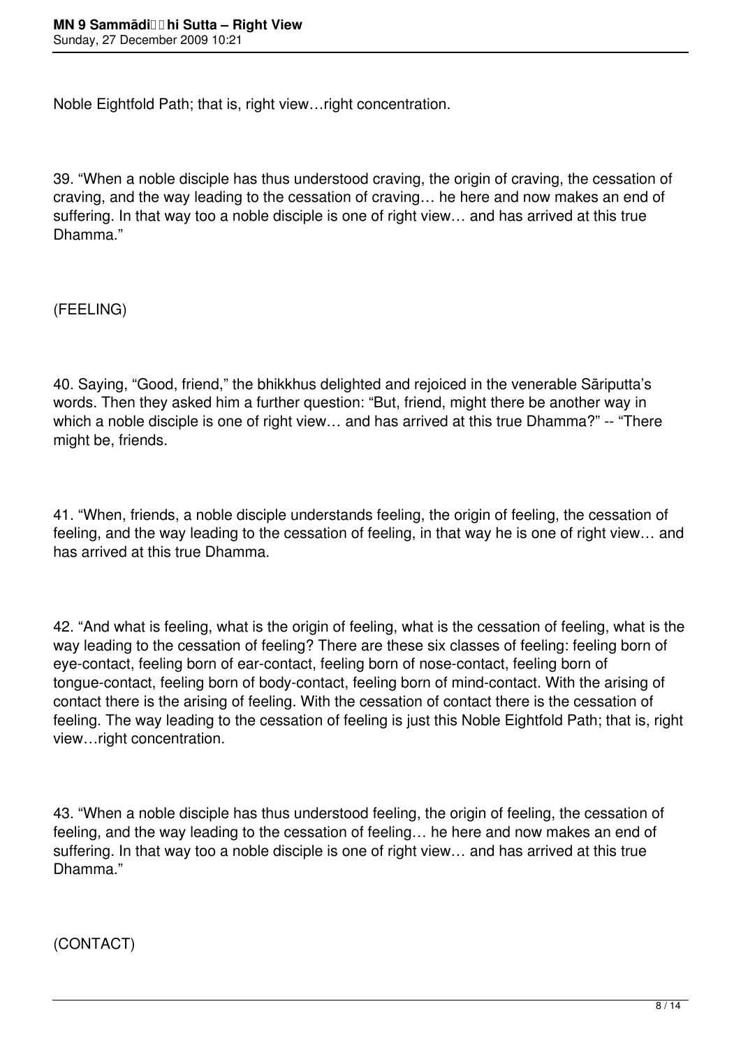Noble Eightfold Path; that is, right view…right concentration.

39. “When a noble disciple has thus understood craving, the origin of craving, the cessation of craving, and the way leading to the cessation of craving… he here and now makes an end of suffering. In that way too a noble disciple is one of right view… and has arrived at this true Dhamma.”

(FEELING)

40. Saying, “Good, friend,” the bhikkhus delighted and rejoiced in the venerable Sāriputta’s words. Then they asked him a further question: “But, friend, might there be another way in which a noble disciple is one of right view… and has arrived at this true Dhamma?” -- “There might be, friends.

41. “When, friends, a noble disciple understands feeling, the origin of feeling, the cessation of feeling, and the way leading to the cessation of feeling, in that way he is one of right view… and has arrived at this true Dhamma.

42. “And what is feeling, what is the origin of feeling, what is the cessation of feeling, what is the way leading to the cessation of feeling? There are these six classes of feeling: feeling born of eye-contact, feeling born of ear-contact, feeling born of nose-contact, feeling born of tongue-contact, feeling born of body-contact, feeling born of mind-contact. With the arising of contact there is the arising of feeling. With the cessation of contact there is the cessation of feeling. The way leading to the cessation of feeling is just this Noble Eightfold Path; that is, right view…right concentration.

43. “When a noble disciple has thus understood feeling, the origin of feeling, the cessation of feeling, and the way leading to the cessation of feeling… he here and now makes an end of suffering. In that way too a noble disciple is one of right view… and has arrived at this true Dhamma.”

(CONTACT)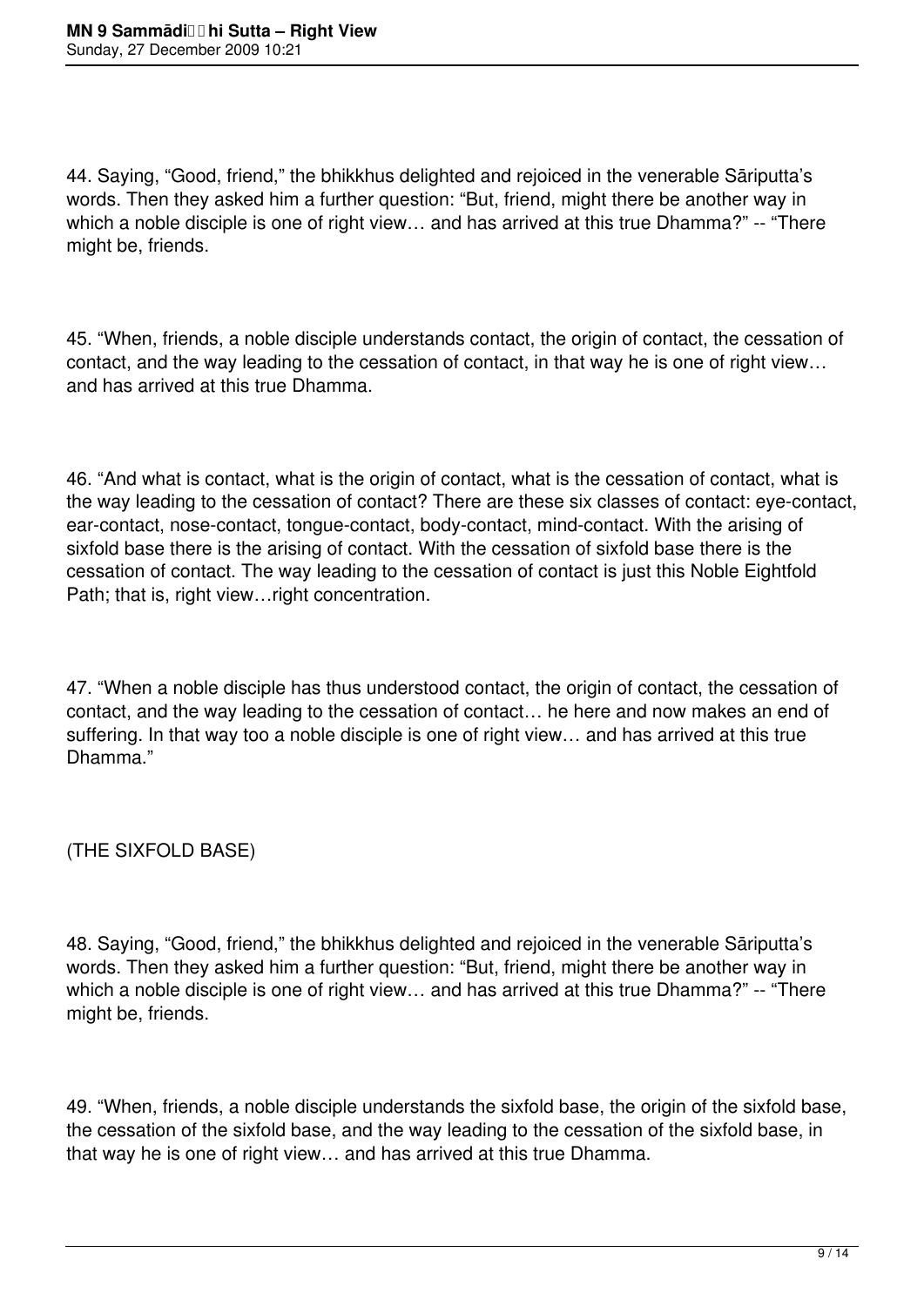44. Saying, “Good, friend,” the bhikkhus delighted and rejoiced in the venerable Sāriputta’s words. Then they asked him a further question: “But, friend, might there be another way in which a noble disciple is one of right view… and has arrived at this true Dhamma?” -- “There might be, friends.

45. “When, friends, a noble disciple understands contact, the origin of contact, the cessation of contact, and the way leading to the cessation of contact, in that way he is one of right view… and has arrived at this true Dhamma.

46. “And what is contact, what is the origin of contact, what is the cessation of contact, what is the way leading to the cessation of contact? There are these six classes of contact: eye-contact, ear-contact, nose-contact, tongue-contact, body-contact, mind-contact. With the arising of sixfold base there is the arising of contact. With the cessation of sixfold base there is the cessation of contact. The way leading to the cessation of contact is just this Noble Eightfold Path; that is, right view…right concentration.

47. “When a noble disciple has thus understood contact, the origin of contact, the cessation of contact, and the way leading to the cessation of contact… he here and now makes an end of suffering. In that way too a noble disciple is one of right view… and has arrived at this true Dhamma.”

(THE SIXFOLD BASE)

48. Saying, “Good, friend,” the bhikkhus delighted and rejoiced in the venerable Sāriputta’s words. Then they asked him a further question: “But, friend, might there be another way in which a noble disciple is one of right view… and has arrived at this true Dhamma?” -- “There might be, friends.

49. “When, friends, a noble disciple understands the sixfold base, the origin of the sixfold base, the cessation of the sixfold base, and the way leading to the cessation of the sixfold base, in that way he is one of right view… and has arrived at this true Dhamma.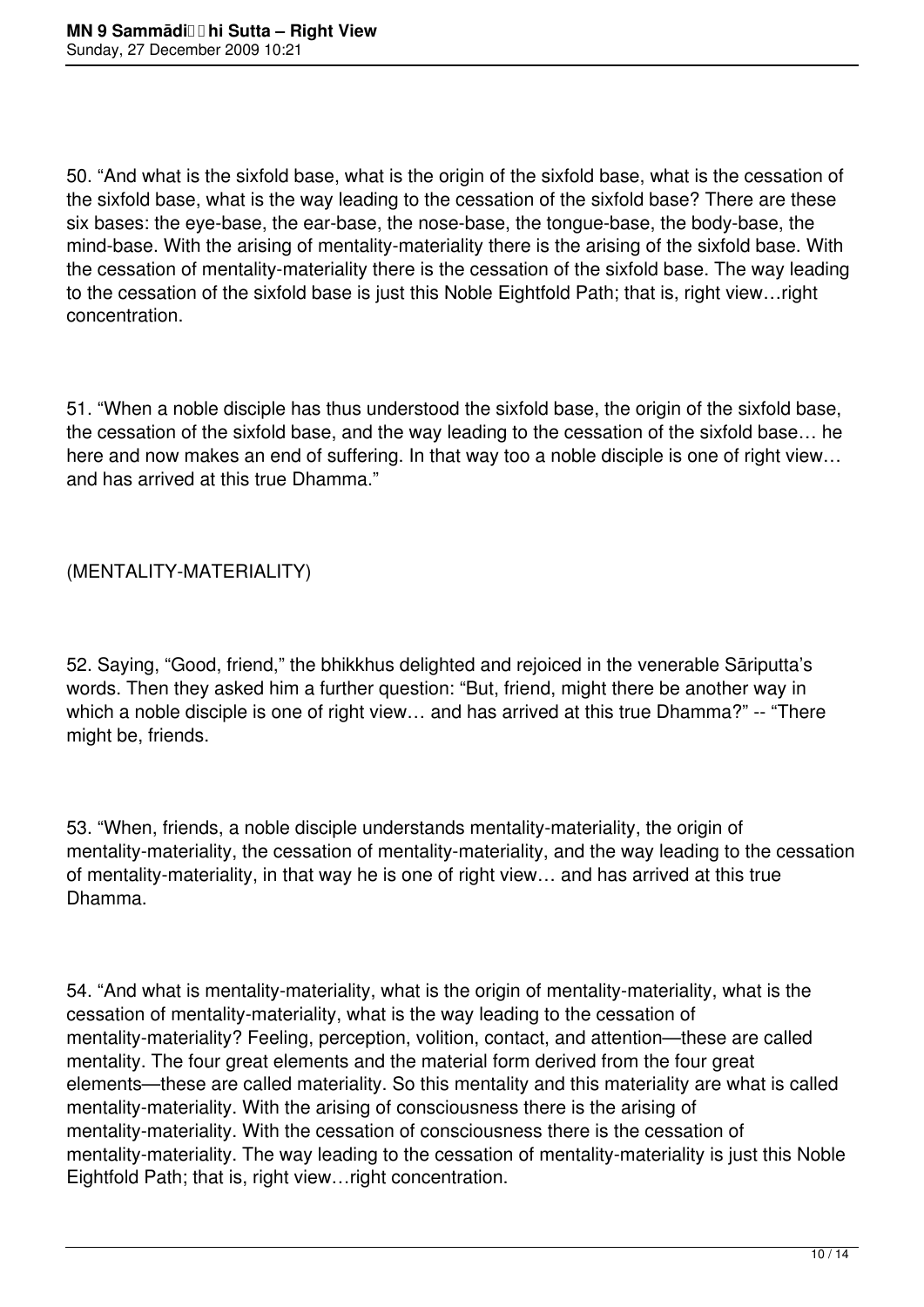50. “And what is the sixfold base, what is the origin of the sixfold base, what is the cessation of the sixfold base, what is the way leading to the cessation of the sixfold base? There are these six bases: the eye-base, the ear-base, the nose-base, the tongue-base, the body-base, the mind-base. With the arising of mentality-materiality there is the arising of the sixfold base. With the cessation of mentality-materiality there is the cessation of the sixfold base. The way leading to the cessation of the sixfold base is just this Noble Eightfold Path; that is, right view…right concentration.

51. “When a noble disciple has thus understood the sixfold base, the origin of the sixfold base, the cessation of the sixfold base, and the way leading to the cessation of the sixfold base… he here and now makes an end of suffering. In that way too a noble disciple is one of right view… and has arrived at this true Dhamma.”

(MENTALITY-MATERIALITY)

52. Saying, “Good, friend,” the bhikkhus delighted and rejoiced in the venerable Sāriputta’s words. Then they asked him a further question: “But, friend, might there be another way in which a noble disciple is one of right view… and has arrived at this true Dhamma?” -- “There might be, friends.

53. “When, friends, a noble disciple understands mentality-materiality, the origin of mentality-materiality, the cessation of mentality-materiality, and the way leading to the cessation of mentality-materiality, in that way he is one of right view… and has arrived at this true Dhamma.

54. “And what is mentality-materiality, what is the origin of mentality-materiality, what is the cessation of mentality-materiality, what is the way leading to the cessation of mentality-materiality? Feeling, perception, volition, contact, and attention—these are called mentality. The four great elements and the material form derived from the four great elements—these are called materiality. So this mentality and this materiality are what is called mentality-materiality. With the arising of consciousness there is the arising of mentality-materiality. With the cessation of consciousness there is the cessation of mentality-materiality. The way leading to the cessation of mentality-materiality is just this Noble Eightfold Path; that is, right view…right concentration.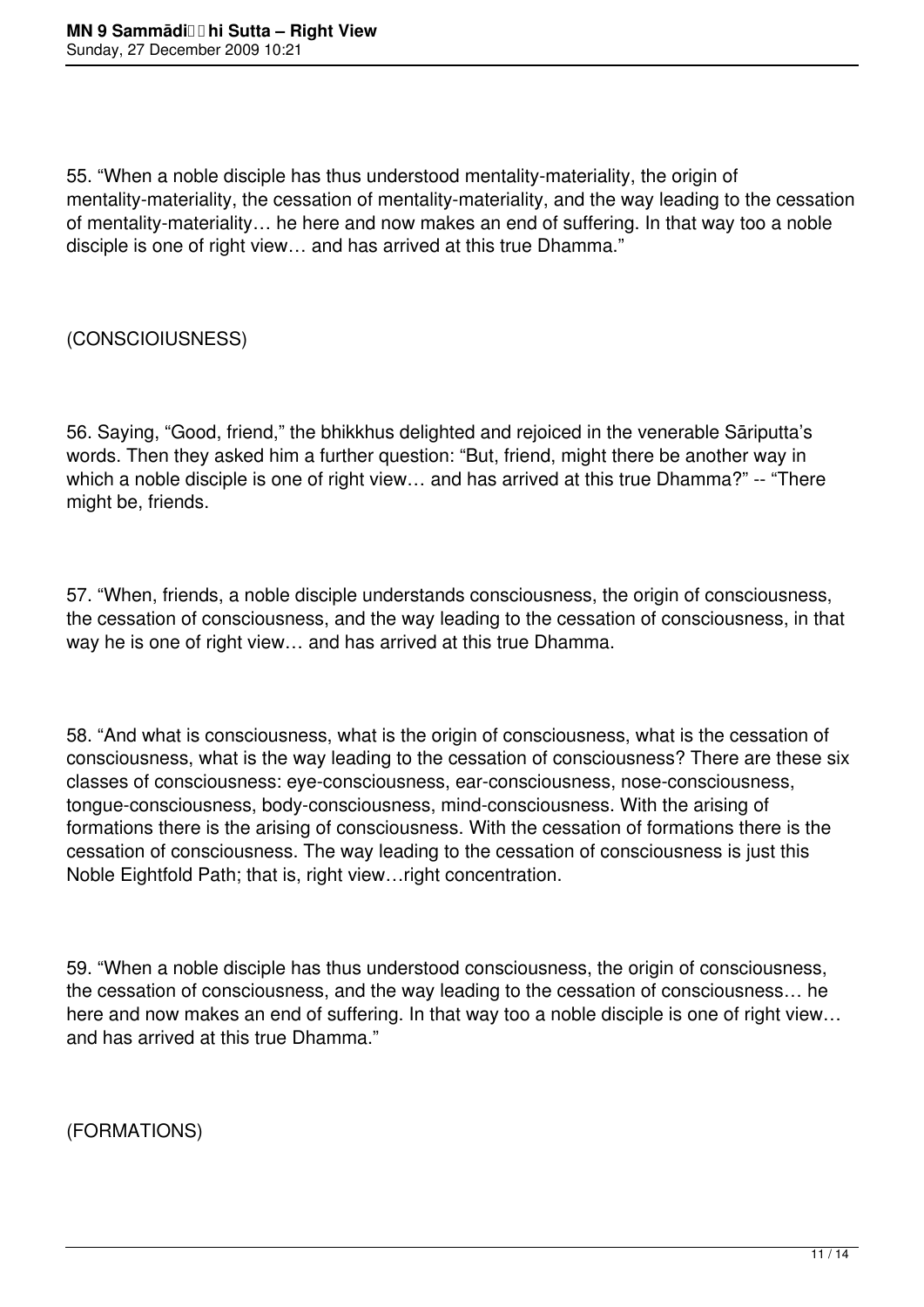55. “When a noble disciple has thus understood mentality-materiality, the origin of mentality-materiality, the cessation of mentality-materiality, and the way leading to the cessation of mentality-materiality… he here and now makes an end of suffering. In that way too a noble disciple is one of right view… and has arrived at this true Dhamma.”

(CONSCIOIUSNESS)

56. Saying, “Good, friend,” the bhikkhus delighted and rejoiced in the venerable Sāriputta’s words. Then they asked him a further question: “But, friend, might there be another way in which a noble disciple is one of right view… and has arrived at this true Dhamma?” -- “There might be, friends.

57. “When, friends, a noble disciple understands consciousness, the origin of consciousness, the cessation of consciousness, and the way leading to the cessation of consciousness, in that way he is one of right view… and has arrived at this true Dhamma.

58. “And what is consciousness, what is the origin of consciousness, what is the cessation of consciousness, what is the way leading to the cessation of consciousness? There are these six classes of consciousness: eye-consciousness, ear-consciousness, nose-consciousness, tongue-consciousness, body-consciousness, mind-consciousness. With the arising of formations there is the arising of consciousness. With the cessation of formations there is the cessation of consciousness. The way leading to the cessation of consciousness is just this Noble Eightfold Path; that is, right view…right concentration.

59. “When a noble disciple has thus understood consciousness, the origin of consciousness, the cessation of consciousness, and the way leading to the cessation of consciousness… he here and now makes an end of suffering. In that way too a noble disciple is one of right view… and has arrived at this true Dhamma.”

(FORMATIONS)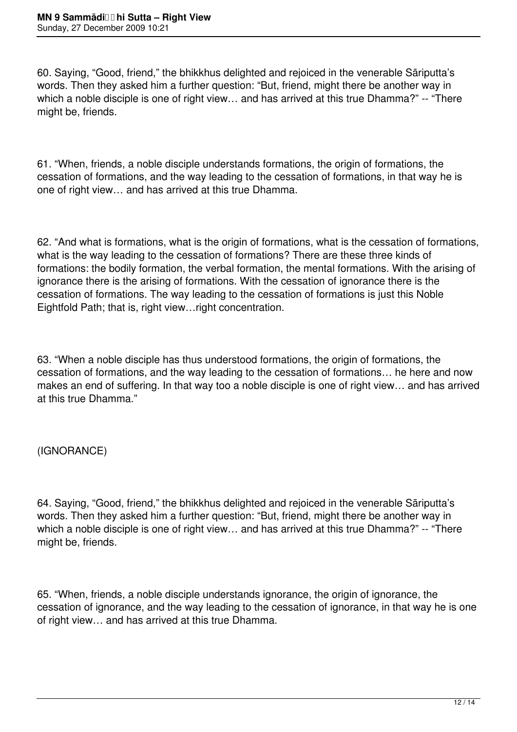60. Saying, “Good, friend,” the bhikkhus delighted and rejoiced in the venerable Sāriputta’s words. Then they asked him a further question: “But, friend, might there be another way in which a noble disciple is one of right view… and has arrived at this true Dhamma?” -- “There might be, friends.

61. “When, friends, a noble disciple understands formations, the origin of formations, the cessation of formations, and the way leading to the cessation of formations, in that way he is one of right view… and has arrived at this true Dhamma.

62. “And what is formations, what is the origin of formations, what is the cessation of formations, what is the way leading to the cessation of formations? There are these three kinds of formations: the bodily formation, the verbal formation, the mental formations. With the arising of ignorance there is the arising of formations. With the cessation of ignorance there is the cessation of formations. The way leading to the cessation of formations is just this Noble Eightfold Path; that is, right view…right concentration.

63. “When a noble disciple has thus understood formations, the origin of formations, the cessation of formations, and the way leading to the cessation of formations… he here and now makes an end of suffering. In that way too a noble disciple is one of right view… and has arrived at this true Dhamma.”

(IGNORANCE)

64. Saying, “Good, friend,” the bhikkhus delighted and rejoiced in the venerable Sāriputta’s words. Then they asked him a further question: “But, friend, might there be another way in which a noble disciple is one of right view… and has arrived at this true Dhamma?” -- “There might be, friends.

65. “When, friends, a noble disciple understands ignorance, the origin of ignorance, the cessation of ignorance, and the way leading to the cessation of ignorance, in that way he is one of right view… and has arrived at this true Dhamma.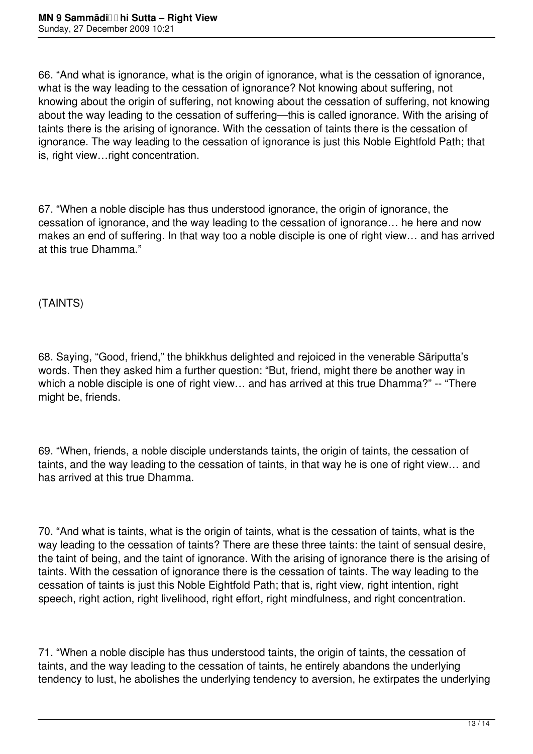66. “And what is ignorance, what is the origin of ignorance, what is the cessation of ignorance, what is the way leading to the cessation of ignorance? Not knowing about suffering, not knowing about the origin of suffering, not knowing about the cessation of suffering, not knowing about the way leading to the cessation of suffering—this is called ignorance. With the arising of taints there is the arising of ignorance. With the cessation of taints there is the cessation of ignorance. The way leading to the cessation of ignorance is just this Noble Eightfold Path; that is, right view…right concentration.

67. “When a noble disciple has thus understood ignorance, the origin of ignorance, the cessation of ignorance, and the way leading to the cessation of ignorance… he here and now makes an end of suffering. In that way too a noble disciple is one of right view… and has arrived at this true Dhamma.”

(TAINTS)

68. Saying, “Good, friend,” the bhikkhus delighted and rejoiced in the venerable Sāriputta’s words. Then they asked him a further question: “But, friend, might there be another way in which a noble disciple is one of right view… and has arrived at this true Dhamma?” -- “There might be, friends.

69. “When, friends, a noble disciple understands taints, the origin of taints, the cessation of taints, and the way leading to the cessation of taints, in that way he is one of right view… and has arrived at this true Dhamma.

70. “And what is taints, what is the origin of taints, what is the cessation of taints, what is the way leading to the cessation of taints? There are these three taints: the taint of sensual desire, the taint of being, and the taint of ignorance. With the arising of ignorance there is the arising of taints. With the cessation of ignorance there is the cessation of taints. The way leading to the cessation of taints is just this Noble Eightfold Path; that is, right view, right intention, right speech, right action, right livelihood, right effort, right mindfulness, and right concentration.

71. “When a noble disciple has thus understood taints, the origin of taints, the cessation of taints, and the way leading to the cessation of taints, he entirely abandons the underlying tendency to lust, he abolishes the underlying tendency to aversion, he extirpates the underlying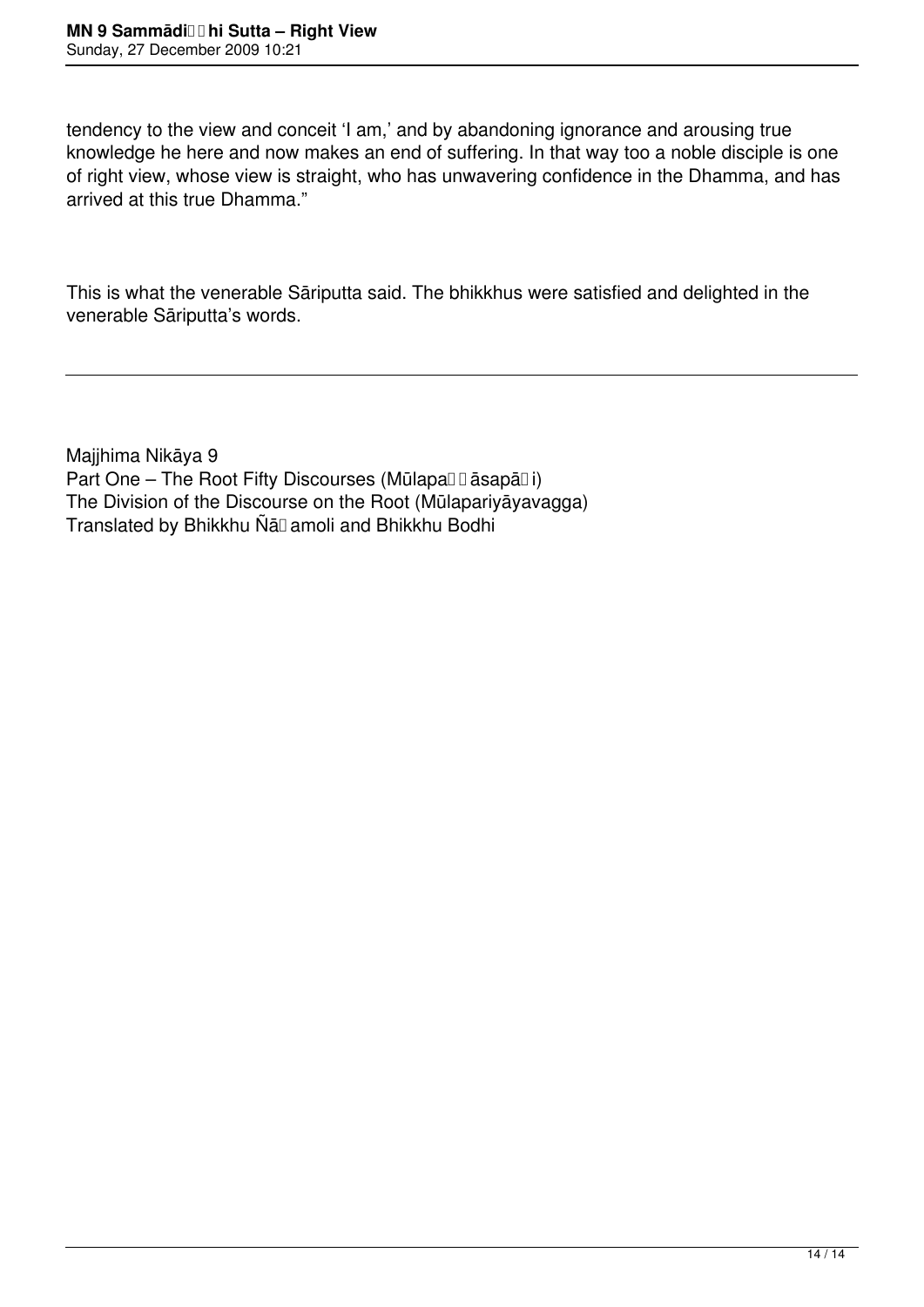tendency to the view and conceit 'I am,' and by abandoning ignorance and arousing true knowledge he here and now makes an end of suffering. In that way too a noble disciple is one of right view, whose view is straight, who has unwavering confidence in the Dhamma, and has arrived at this true Dhamma."

This is what the venerable Sāriputta said. The bhikkhus were satisfied and delighted in the venerable Sāriputta's words.

---

Majjhima Nikāya 9
Part One – The Root Fifty Discourses (Mūlapaṇṇāsapāḷi)
The Division of the Discourse on the Root (Mūlapariyāyavagga)
Translated by Bhikkhu Ñāṇamoli and Bhikkhu Bodhi